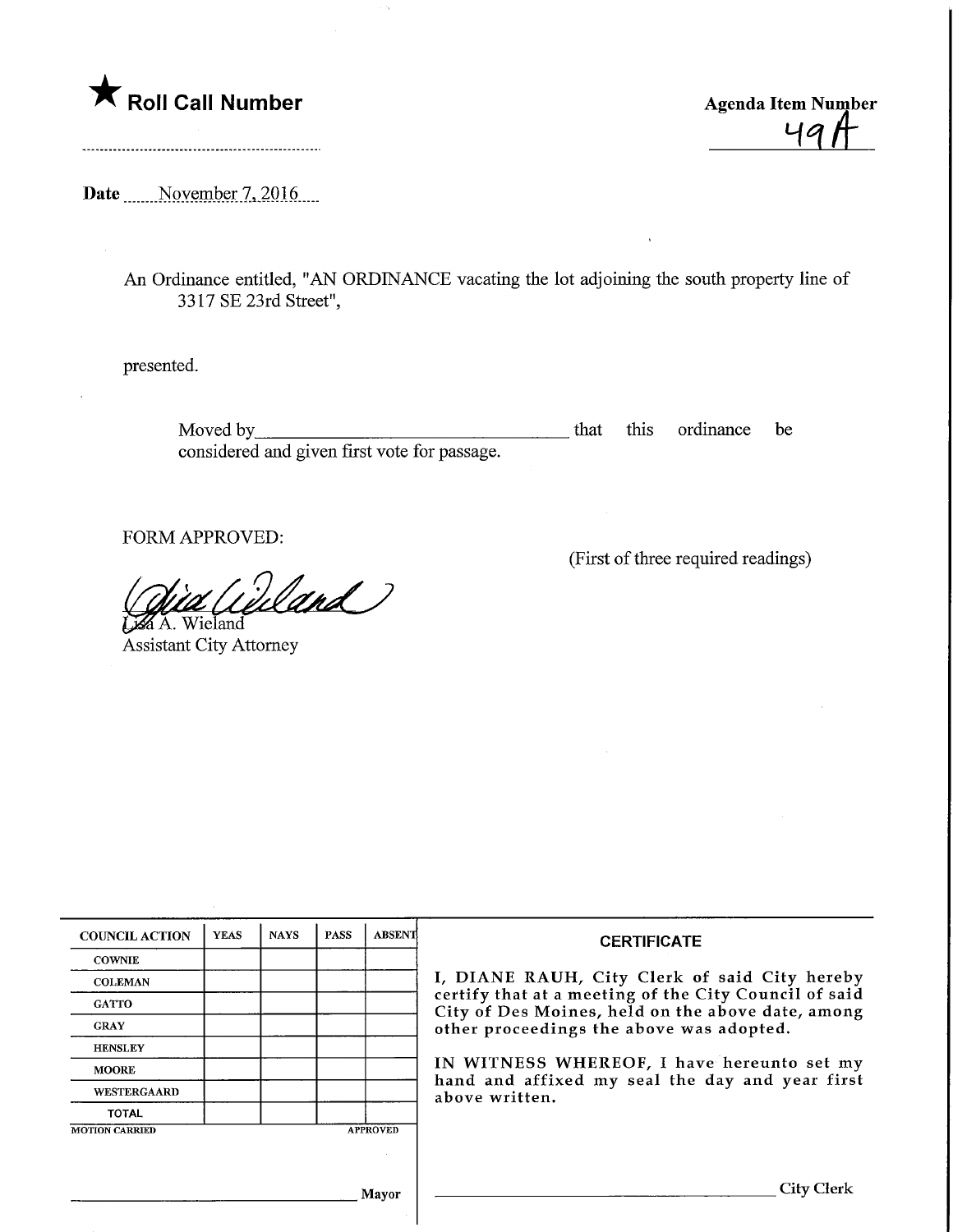★ **Roll Call Number**

**Agenda Item Number**
49A

**Date** November 7, 2016

An Ordinance entitled, "AN ORDINANCE vacating the lot adjoining the south property line of 3317 SE 23rd Street",

presented.

Moved by__________________________ that this ordinance be considered and given first vote for passage.

FORM APPROVED:

(First of three required readings)

Lisa A. Wieland
Assistant City Attorney

| COUNCIL ACTION | YEAS | NAYS | PASS | ABSENT |
|---|---|---|---|---|
| COWNIE | | | | |
| COLEMAN | | | | |
| GATTO | | | | |
| GRAY | | | | |
| HENSLEY | | | | |
| MOORE | | | | |
| WESTERGAARD | | | | |
| TOTAL | | | | |
| MOTION CARRIED | | | | APPROVED |

__________________________ Mayor

**CERTIFICATE**

I, DIANE RAUH, City Clerk of said City hereby certify that at a meeting of the City Council of said City of Des Moines, held on the above date, among other proceedings the above was adopted.

IN WITNESS WHEREOF, I have hereunto set my hand and affixed my seal the day and year first above written.

__________________________ City Clerk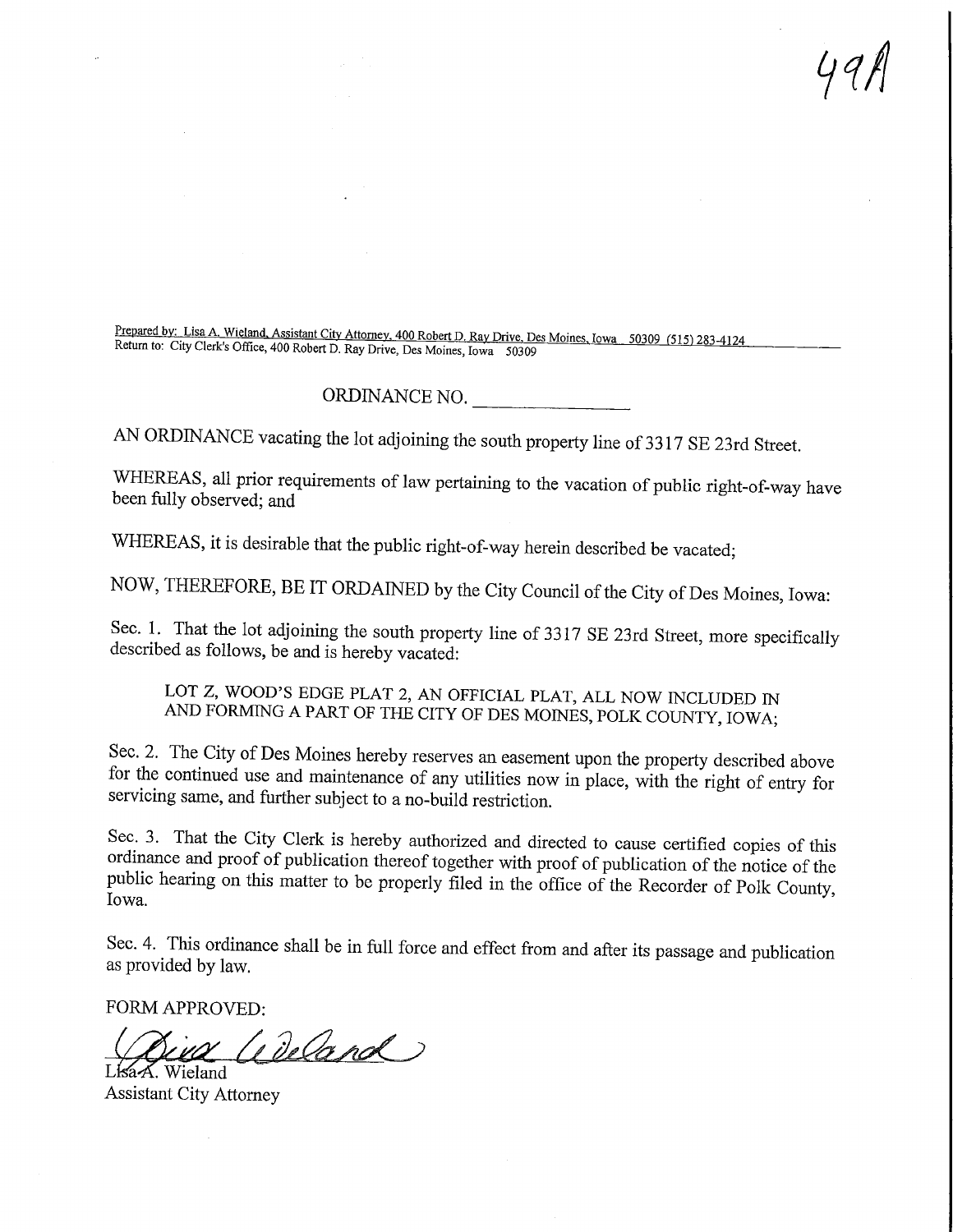49A

Prepared by: Lisa A. Wieland, Assistant City Attorney, 400 Robert D. Ray Drive, Des Moines, Iowa 50309 (515) 283-4124
Return to: City Clerk's Office, 400 Robert D. Ray Drive, Des Moines, Iowa 50309

ORDINANCE NO. ________________

AN ORDINANCE vacating the lot adjoining the south property line of 3317 SE 23rd Street.

WHEREAS, all prior requirements of law pertaining to the vacation of public right-of-way have been fully observed; and

WHEREAS, it is desirable that the public right-of-way herein described be vacated;

NOW, THEREFORE, BE IT ORDAINED by the City Council of the City of Des Moines, Iowa:

Sec. 1. That the lot adjoining the south property line of 3317 SE 23rd Street, more specifically described as follows, be and is hereby vacated:

> LOT Z, WOOD'S EDGE PLAT 2, AN OFFICIAL PLAT, ALL NOW INCLUDED IN AND FORMING A PART OF THE CITY OF DES MOINES, POLK COUNTY, IOWA;

Sec. 2. The City of Des Moines hereby reserves an easement upon the property described above for the continued use and maintenance of any utilities now in place, with the right of entry for servicing same, and further subject to a no-build restriction.

Sec. 3. That the City Clerk is hereby authorized and directed to cause certified copies of this ordinance and proof of publication thereof together with proof of publication of the notice of the public hearing on this matter to be properly filed in the office of the Recorder of Polk County, Iowa.

Sec. 4. This ordinance shall be in full force and effect from and after its passage and publication as provided by law.

FORM APPROVED:

Lisa A. Wieland
Assistant City Attorney